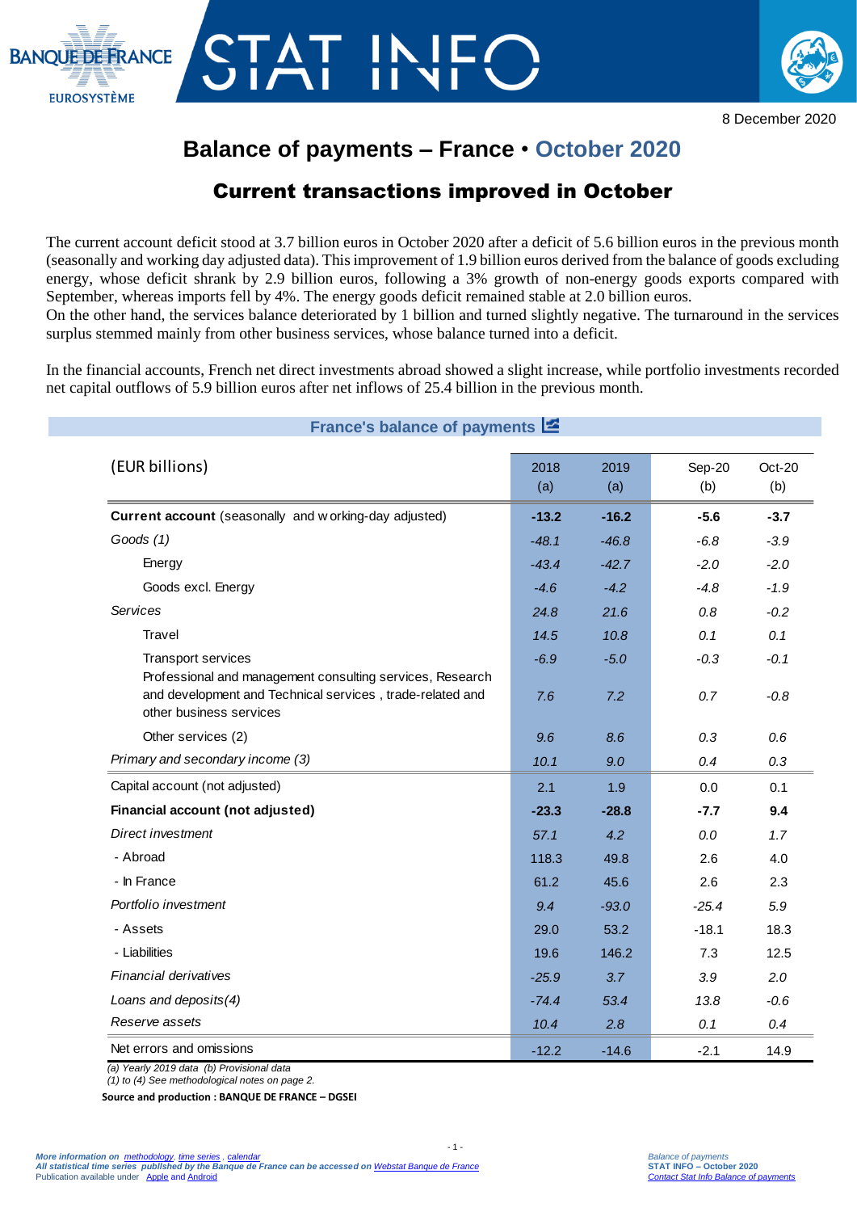8 December 2020

# Balance of payments – France • October 2020

## Current transactions improved in October

The current account deficit stood at 3.7 billion euros in October 2020 after a deficit of 5.6 billion euros in the previous month (seasonally and working day adjusted data). This improvement of 1.9 billion euros derived from the balance of goods excluding energy, whose deficit shrank by 2.9 billion euros, following a 3% growth of non-energy goods exports compared with September, whereas imports fell by 4%. The energy goods deficit remained stable at 2.0 billion euros.
On the other hand, the services balance deteriorated by 1 billion and turned slightly negative. The turnaround in the services surplus stemmed mainly from other business services, whose balance turned into a deficit.

In the financial accounts, French net direct investments abroad showed a slight increase, while portfolio investments recorded net capital outflows of 5.9 billion euros after net inflows of 25.4 billion in the previous month.

**France's balance of payments**

| (EUR billions) | 2018 (a) | 2019 (a) | Sep-20 (b) | Oct-20 (b) |
|---|---|---|---|---|
| **Current account** (seasonally and working-day adjusted) | **-13.2** | **-16.2** | **-5.6** | **-3.7** |
| *Goods (1)* | *-48.1* | *-46.8* | *-6.8* | *-3.9* |
| Energy | *-43.4* | *-42.7* | *-2.0* | *-2.0* |
| Goods excl. Energy | *-4.6* | *-4.2* | *-4.8* | *-1.9* |
| *Services* | *24.8* | *21.6* | *0.8* | *-0.2* |
| Travel | *14.5* | *10.8* | *0.1* | *0.1* |
| Transport services | *-6.9* | *-5.0* | *-0.3* | *-0.1* |
| Professional and management consulting services, Research and development and Technical services , trade-related and other business services | *7.6* | *7.2* | *0.7* | *-0.8* |
| Other services (2) | *9.6* | *8.6* | *0.3* | *0.6* |
| *Primary and secondary income (3)* | *10.1* | *9.0* | *0.4* | *0.3* |
| Capital account (not adjusted) | 2.1 | 1.9 | 0.0 | 0.1 |
| **Financial account (not adjusted)** | **-23.3** | **-28.8** | **-7.7** | **9.4** |
| *Direct investment* | *57.1* | *4.2* | *0.0* | *1.7* |
| - Abroad | 118.3 | 49.8 | 2.6 | 4.0 |
| - In France | 61.2 | 45.6 | 2.6 | 2.3 |
| *Portfolio investment* | *9.4* | *-93.0* | *-25.4* | *5.9* |
| - Assets | 29.0 | 53.2 | -18.1 | 18.3 |
| - Liabilities | 19.6 | 146.2 | 7.3 | 12.5 |
| *Financial derivatives* | *-25.9* | *3.7* | *3.9* | *2.0* |
| *Loans and deposits (4)* | *-74.4* | *53.4* | *13.8* | *-0.6* |
| *Reserve assets* | *10.4* | *2.8* | *0.1* | *0.4* |
| Net errors and omissions | -12.2 | -14.6 | -2.1 | 14.9 |

*(a) Yearly 2019 data (b) Provisional data*
*(1) to (4) See methodological notes on page 2.*

**Source and production : BANQUE DE FRANCE – DGSEI**

*More information on methodology, time series , calendar*
*All statistical time series published by the Banque de France can be accessed on Webstat Banque de France*
Publication available under Apple and Android

*Balance of payments*
**STAT INFO – October 2020**
*Contact Stat Info Balance of payments*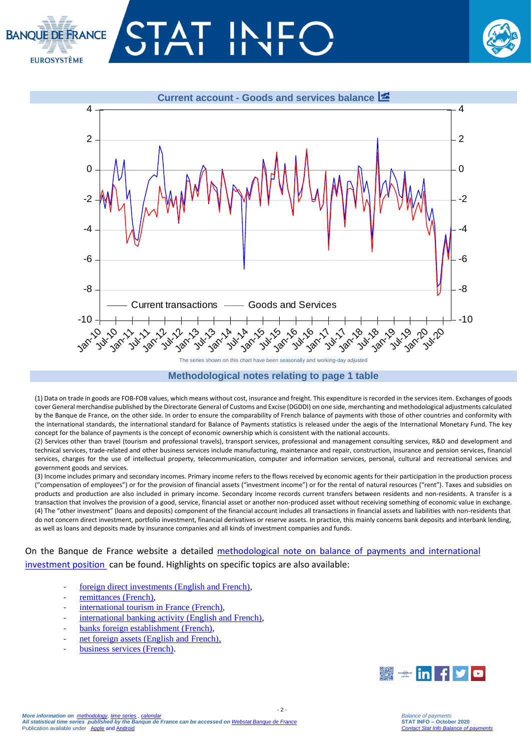## Current account - Goods and services balance

4
2
0
-2
-4
-6
-8
-10

Current transactions
Goods and Services

Jan-10 Jul-10 Jan-11 Jul-11 Jan-12 Jul-12 Jan-13 Jul-13 Jan-14 Jul-14 Jan-15 Jul-15 Jan-16 Jul-16 Jan-17 Jul-17 Jan-18 Jul-18 Jan-19 Jul-19 Jan-20 Jul-20

The series shown on this chart have been seasonally and working-day adjusted

## Methodological notes relating to page 1 table

(1) Data on trade in goods are FOB-FOB values, which means without cost, insurance and freight. This expenditure is recorded in the services item. Exchanges of goods cover General merchandise published by the Directorate General of Customs and Excise (DGDDI) on one side, merchanting and methodological adjustments calculated by the Banque de France, on the other side. In order to ensure the comparability of French balance of payments with those of other countries and conformity with the international standards, the international standard for Balance of Payments statistics is released under the aegis of the International Monetary Fund. The key concept for the balance of payments is the concept of economic ownership which is consistent with the national accounts.

(2) Services other than travel (tourism and professional travels), transport services, professional and management consulting services, R&D and development and technical services, trade-related and other business services include manufacturing, maintenance and repair, construction, insurance and pension services, financial services, charges for the use of intellectual property, telecommunication, computer and information services, personal, cultural and recreational services and government goods and services.

(3) Income includes primary and secondary incomes. Primary income refers to the flows received by economic agents for their participation in the production process (“compensation of employees”) or for the provision of financial assets (“investment income”) or for the rental of natural resources (“rent”). Taxes and subsidies on products and production are also included in primary income. Secondary income records current transfers between residents and non-residents. A transfer is a transaction that involves the provision of a good, service, financial asset or another non-produced asset without receiving something of economic value in exchange.

(4) The “other investment” (loans and deposits) component of the financial account includes all transactions in financial assets and liabilities with non-residents that do not concern direct investment, portfolio investment, financial derivatives or reserve assets. In practice, this mainly concerns bank deposits and interbank lending, as well as loans and deposits made by insurance companies and all kinds of investment companies and funds.

On the Banque de France website a detailed methodological note on balance of payments and international investment position can be found. Highlights on specific topics are also available:

- foreign direct investments (English and French),
- remittances (French),
- international tourism in France (French),
- international banking activity (English and French),
- banks foreign establishment (French),
- net foreign assets (English and French),
- business services (French).

*More information on methodology, time series , calendar*
***All statistical time series published by the Banque de France can be accessed on Webstat Banque de France***
Publication available under Apple and Android

*Balance of payments*
**STAT INFO – October 2020**
*Contact Stat Info Balance of payments*